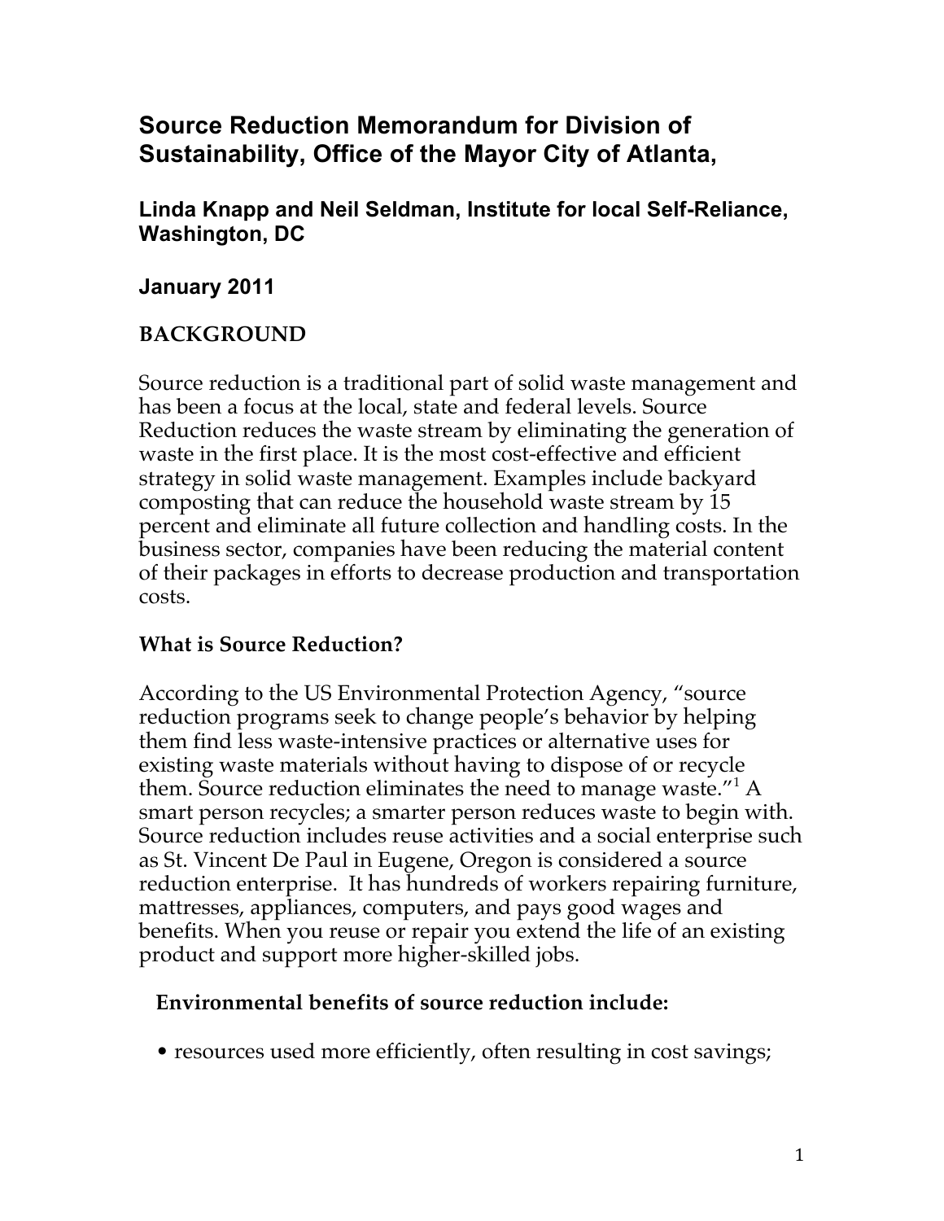# Source Reduction Memorandum for Division of Sustainability, Office of the Mayor City of Atlanta,

### Linda Knapp and Neil Seldman, Institute for local Self-Reliance, Washington, DC

### January 2011

## BACKGROUND

Source reduction is a traditional part of solid waste management and has been a focus at the local, state and federal levels. Source Reduction reduces the waste stream by eliminating the generation of waste in the first place. It is the most cost-effective and efficient strategy in solid waste management. Examples include backyard composting that can reduce the household waste stream by 15 percent and eliminate all future collection and handling costs. In the business sector, companies have been reducing the material content of their packages in efforts to decrease production and transportation costs.

### What is Source Reduction?

According to the US Environmental Protection Agency, "source reduction programs seek to change people's behavior by helping them find less waste-intensive practices or alternative uses for existing waste materials without having to dispose of or recycle them. Source reduction eliminates the need to manage waste."[1] A smart person recycles; a smarter person reduces waste to begin with. Source reduction includes reuse activities and a social enterprise such as St. Vincent De Paul in Eugene, Oregon is considered a source reduction enterprise. It has hundreds of workers repairing furniture, mattresses, appliances, computers, and pays good wages and benefits. When you reuse or repair you extend the life of an existing product and support more higher-skilled jobs.

**Environmental benefits of source reduction include:**

- resources used more efficiently, often resulting in cost savings;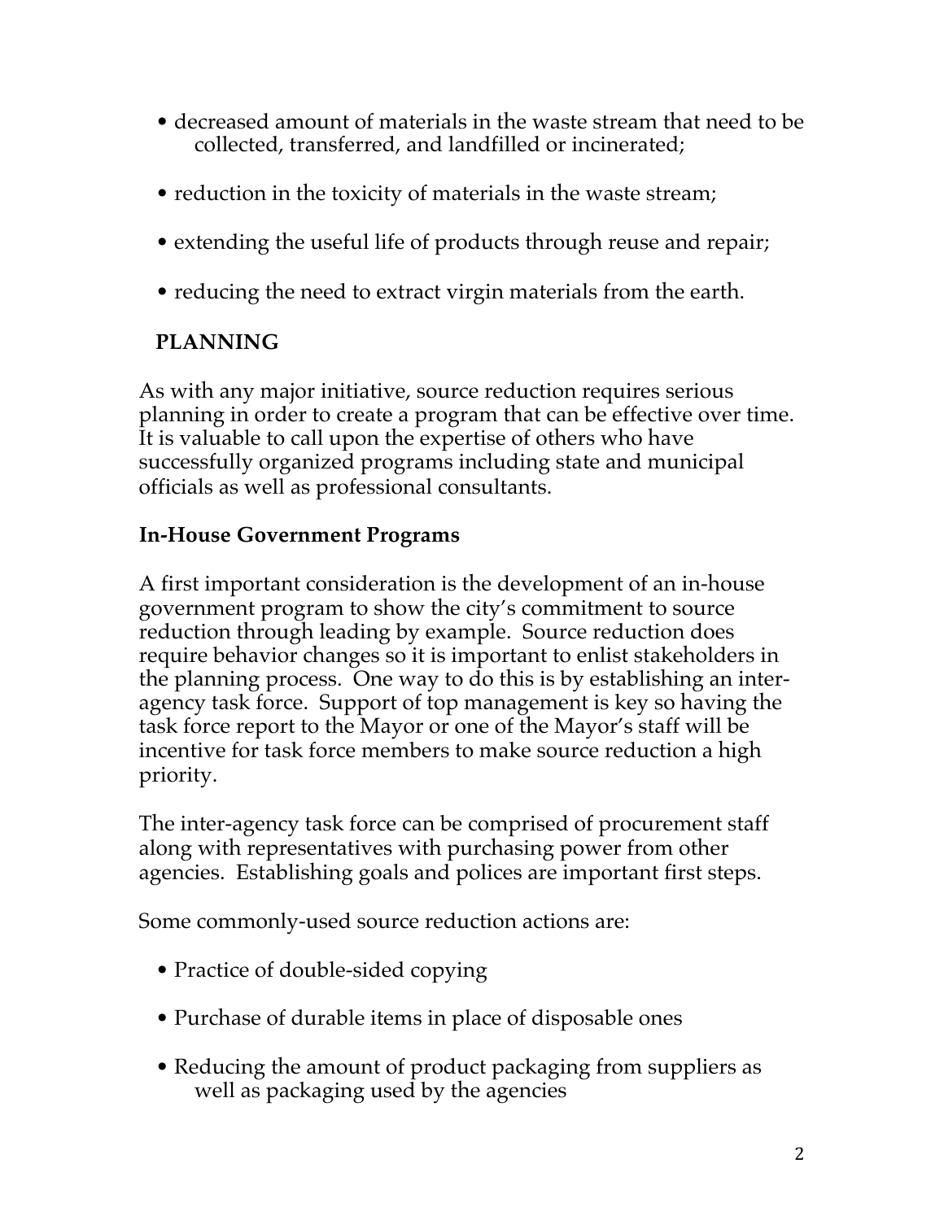- decreased amount of materials in the waste stream that need to be collected, transferred, and landfilled or incinerated;
- reduction in the toxicity of materials in the waste stream;
- extending the useful life of products through reuse and repair;
- reducing the need to extract virgin materials from the earth.

## PLANNING

As with any major initiative, source reduction requires serious planning in order to create a program that can be effective over time. It is valuable to call upon the expertise of others who have successfully organized programs including state and municipal officials as well as professional consultants.

### In-House Government Programs

A first important consideration is the development of an in-house government program to show the city's commitment to source reduction through leading by example. Source reduction does require behavior changes so it is important to enlist stakeholders in the planning process. One way to do this is by establishing an inter-agency task force. Support of top management is key so having the task force report to the Mayor or one of the Mayor's staff will be incentive for task force members to make source reduction a high priority.

The inter-agency task force can be comprised of procurement staff along with representatives with purchasing power from other agencies. Establishing goals and polices are important first steps.

Some commonly-used source reduction actions are:

- Practice of double-sided copying
- Purchase of durable items in place of disposable ones
- Reducing the amount of product packaging from suppliers as well as packaging used by the agencies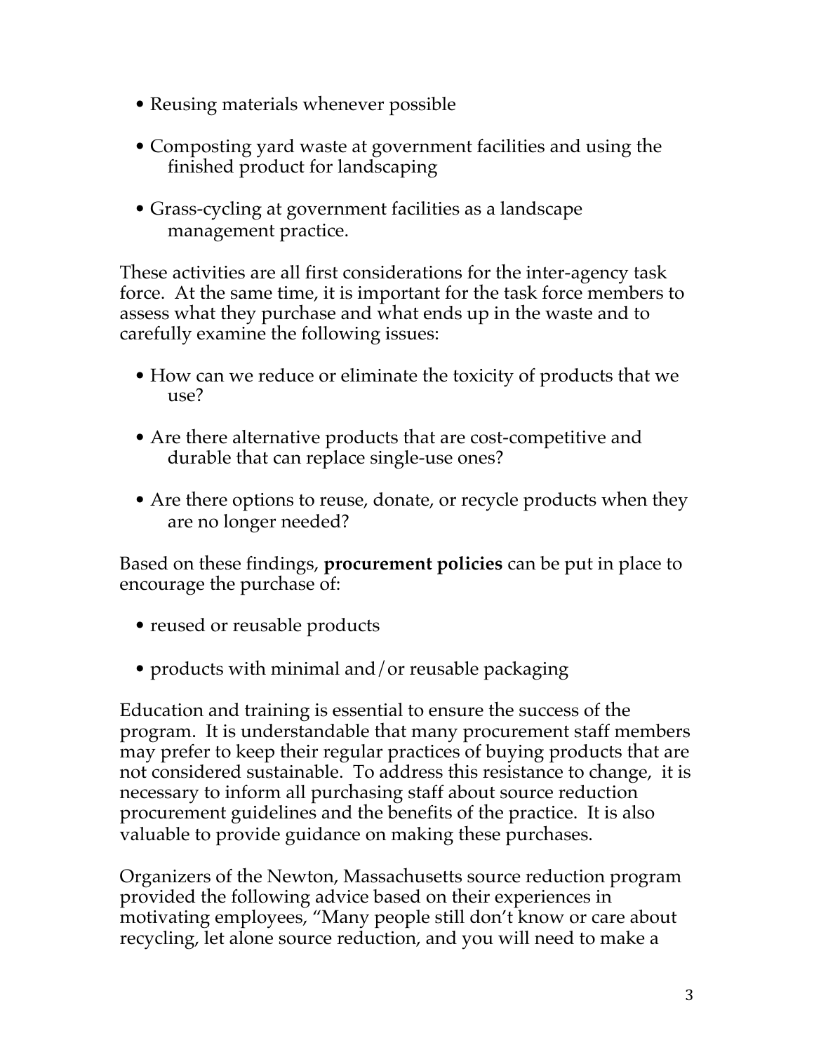- Reusing materials whenever possible
- Composting yard waste at government facilities and using the finished product for landscaping
- Grass-cycling at government facilities as a landscape management practice.

These activities are all first considerations for the inter-agency task force. At the same time, it is important for the task force members to assess what they purchase and what ends up in the waste and to carefully examine the following issues:

- How can we reduce or eliminate the toxicity of products that we use?
- Are there alternative products that are cost-competitive and durable that can replace single-use ones?
- Are there options to reuse, donate, or recycle products when they are no longer needed?

Based on these findings, **procurement policies** can be put in place to encourage the purchase of:

- reused or reusable products
- products with minimal and/or reusable packaging

Education and training is essential to ensure the success of the program. It is understandable that many procurement staff members may prefer to keep their regular practices of buying products that are not considered sustainable. To address this resistance to change, it is necessary to inform all purchasing staff about source reduction procurement guidelines and the benefits of the practice. It is also valuable to provide guidance on making these purchases.

Organizers of the Newton, Massachusetts source reduction program provided the following advice based on their experiences in motivating employees, "Many people still don't know or care about recycling, let alone source reduction, and you will need to make a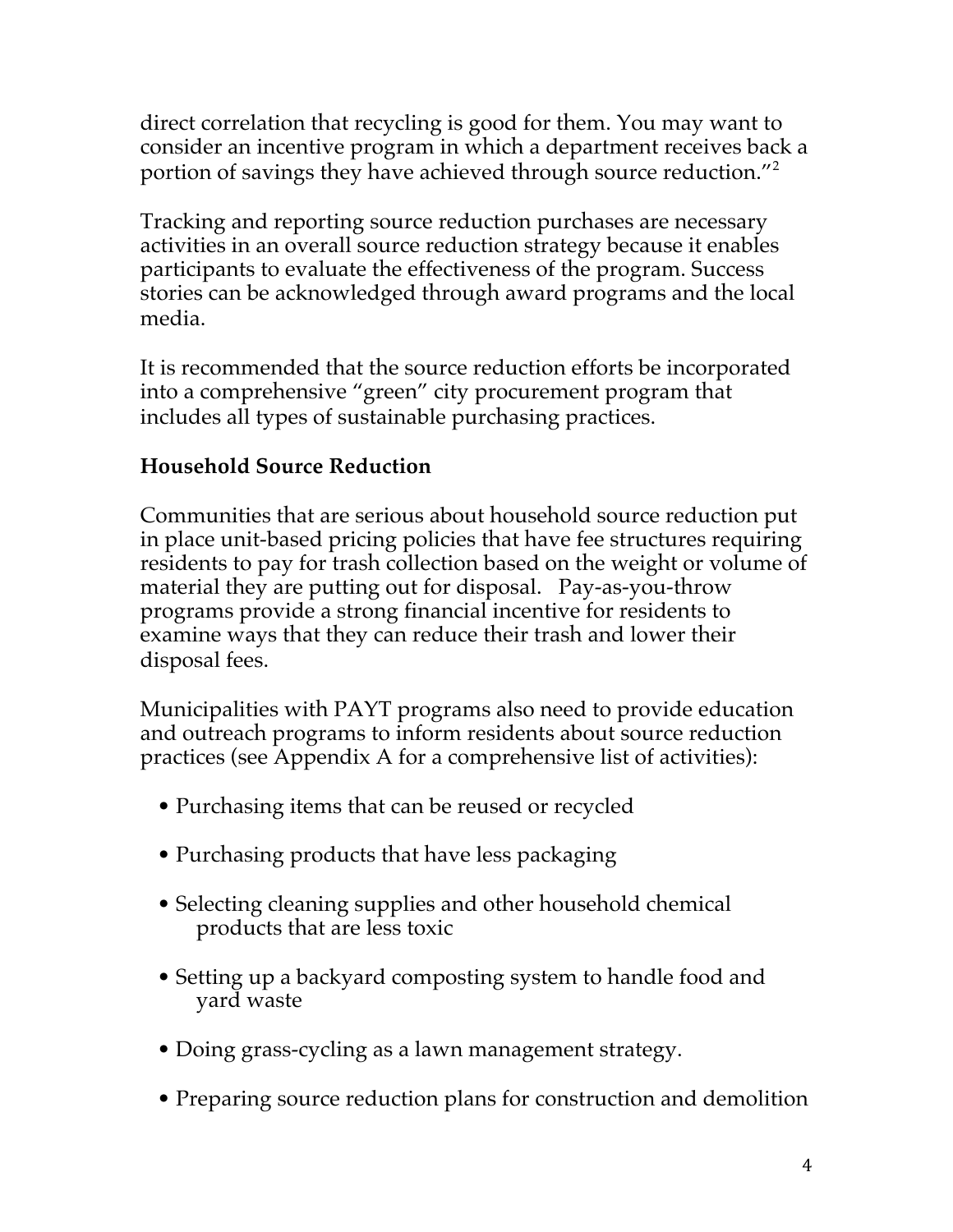direct correlation that recycling is good for them. You may want to consider an incentive program in which a department receives back a portion of savings they have achieved through source reduction."[2]

Tracking and reporting source reduction purchases are necessary activities in an overall source reduction strategy because it enables participants to evaluate the effectiveness of the program. Success stories can be acknowledged through award programs and the local media.

It is recommended that the source reduction efforts be incorporated into a comprehensive "green" city procurement program that includes all types of sustainable purchasing practices.

**Household Source Reduction**

Communities that are serious about household source reduction put in place unit-based pricing policies that have fee structures requiring residents to pay for trash collection based on the weight or volume of material they are putting out for disposal. Pay-as-you-throw programs provide a strong financial incentive for residents to examine ways that they can reduce their trash and lower their disposal fees.

Municipalities with PAYT programs also need to provide education and outreach programs to inform residents about source reduction practices (see Appendix A for a comprehensive list of activities):

- Purchasing items that can be reused or recycled
- Purchasing products that have less packaging
- Selecting cleaning supplies and other household chemical products that are less toxic
- Setting up a backyard composting system to handle food and yard waste
- Doing grass-cycling as a lawn management strategy.
- Preparing source reduction plans for construction and demolition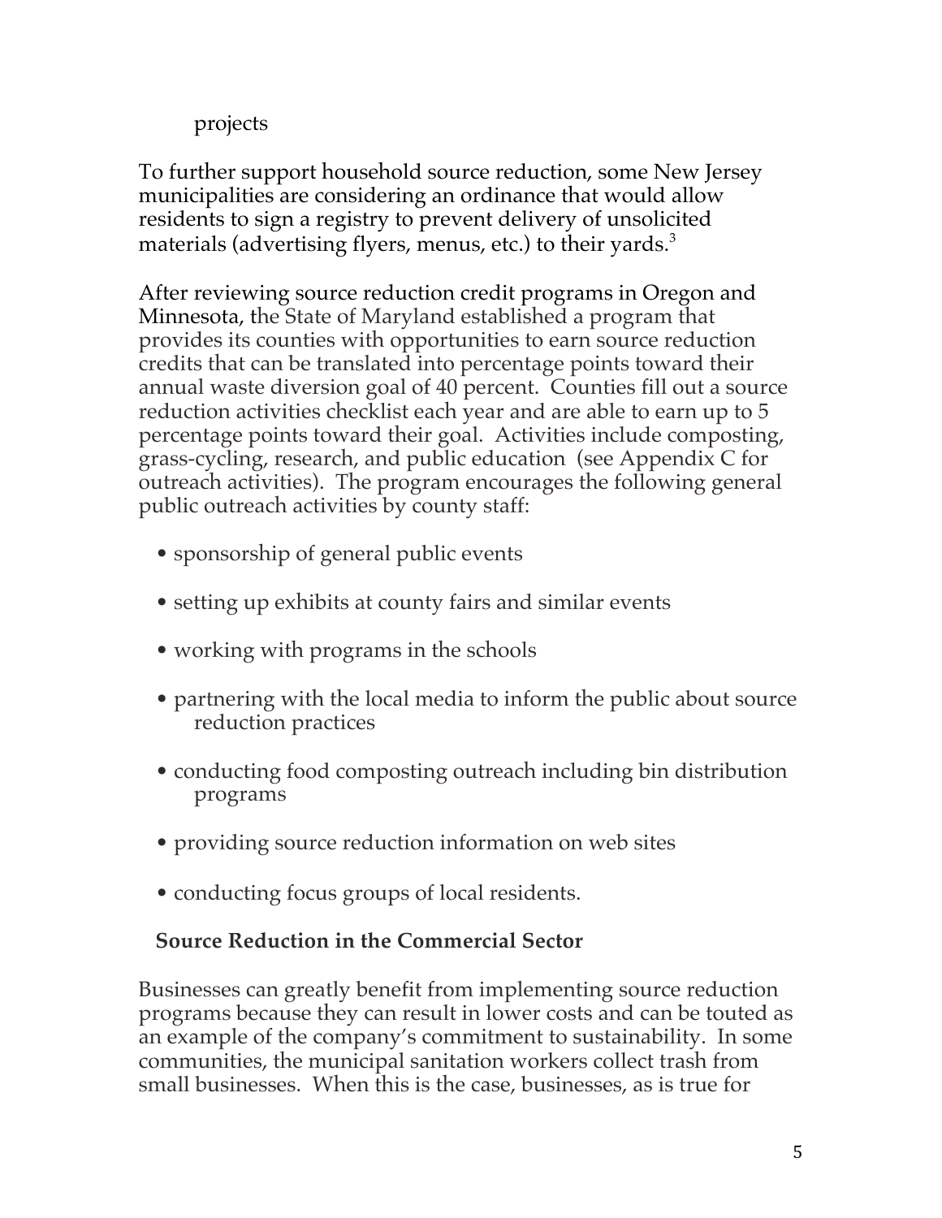projects

To further support household source reduction, some New Jersey municipalities are considering an ordinance that would allow residents to sign a registry to prevent delivery of unsolicited materials (advertising flyers, menus, etc.) to their yards.[3]

After reviewing source reduction credit programs in Oregon and Minnesota, the State of Maryland established a program that provides its counties with opportunities to earn source reduction credits that can be translated into percentage points toward their annual waste diversion goal of 40 percent. Counties fill out a source reduction activities checklist each year and are able to earn up to 5 percentage points toward their goal. Activities include composting, grass-cycling, research, and public education (see Appendix C for outreach activities). The program encourages the following general public outreach activities by county staff:

- sponsorship of general public events
- setting up exhibits at county fairs and similar events
- working with programs in the schools
- partnering with the local media to inform the public about source reduction practices
- conducting food composting outreach including bin distribution programs
- providing source reduction information on web sites
- conducting focus groups of local residents.

**Source Reduction in the Commercial Sector**

Businesses can greatly benefit from implementing source reduction programs because they can result in lower costs and can be touted as an example of the company's commitment to sustainability. In some communities, the municipal sanitation workers collect trash from small businesses. When this is the case, businesses, as is true for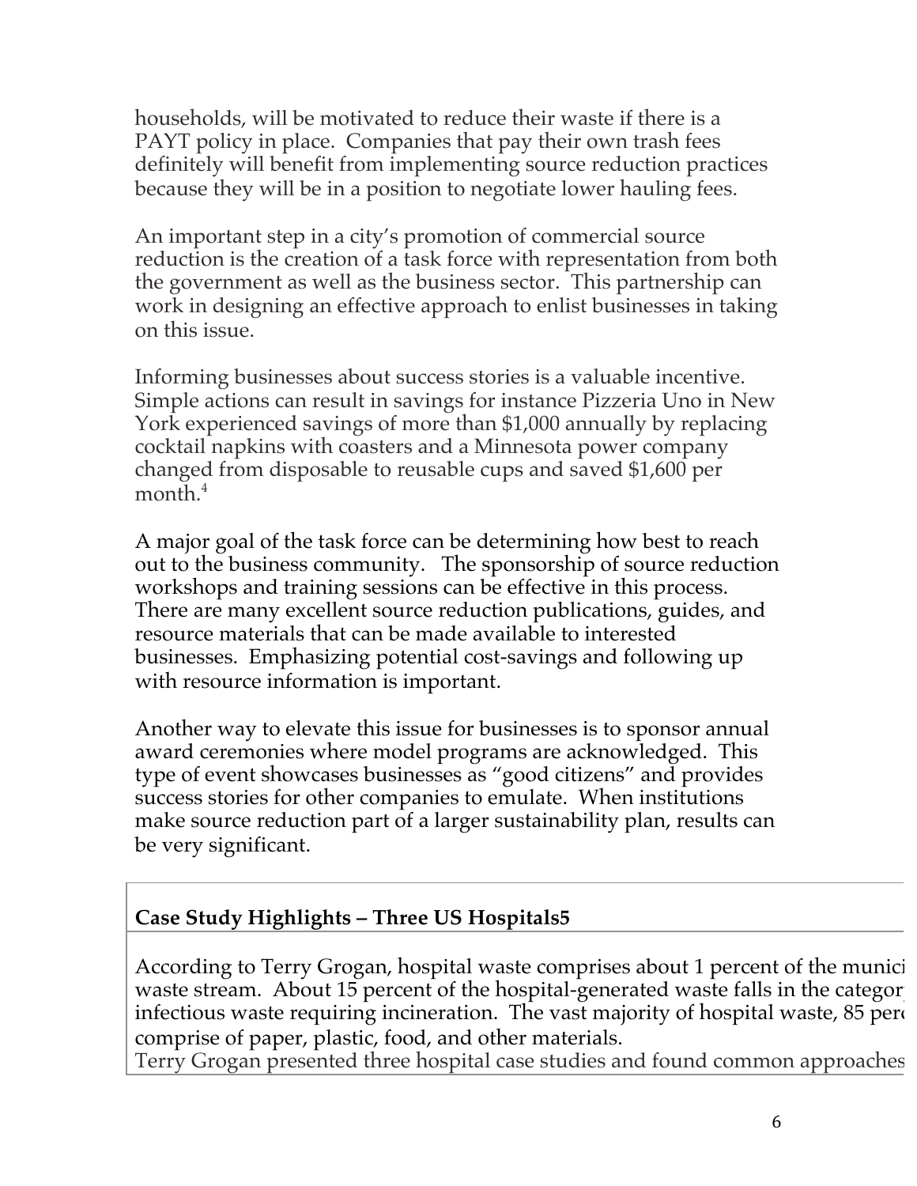households, will be motivated to reduce their waste if there is a PAYT policy in place. Companies that pay their own trash fees definitely will benefit from implementing source reduction practices because they will be in a position to negotiate lower hauling fees.

An important step in a city's promotion of commercial source reduction is the creation of a task force with representation from both the government as well as the business sector. This partnership can work in designing an effective approach to enlist businesses in taking on this issue.

Informing businesses about success stories is a valuable incentive. Simple actions can result in savings for instance Pizzeria Uno in New York experienced savings of more than $1,000 annually by replacing cocktail napkins with coasters and a Minnesota power company changed from disposable to reusable cups and saved $1,600 per month.[4]

A major goal of the task force can be determining how best to reach out to the business community. The sponsorship of source reduction workshops and training sessions can be effective in this process. There are many excellent source reduction publications, guides, and resource materials that can be made available to interested businesses. Emphasizing potential cost-savings and following up with resource information is important.

Another way to elevate this issue for businesses is to sponsor annual award ceremonies where model programs are acknowledged. This type of event showcases businesses as "good citizens" and provides success stories for other companies to emulate. When institutions make source reduction part of a larger sustainability plan, results can be very significant.

**Case Study Highlights – Three US Hospitals5**

According to Terry Grogan, hospital waste comprises about 1 percent of the munici waste stream. About 15 percent of the hospital-generated waste falls in the categor infectious waste requiring incineration. The vast majority of hospital waste, 85 perc comprise of paper, plastic, food, and other materials.
Terry Grogan presented three hospital case studies and found common approaches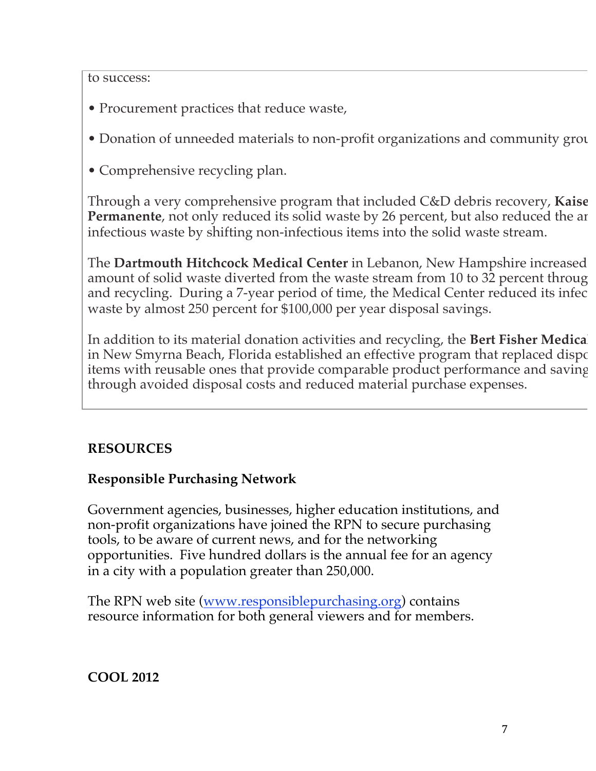to success:

• Procurement practices that reduce waste,

• Donation of unneeded materials to non-profit organizations and community grou

• Comprehensive recycling plan.

Through a very comprehensive program that included C&D debris recovery, **Kaise Permanente**, not only reduced its solid waste by 26 percent, but also reduced the ar infectious waste by shifting non-infectious items into the solid waste stream.

The **Dartmouth Hitchcock Medical Center** in Lebanon, New Hampshire increased amount of solid waste diverted from the waste stream from 10 to 32 percent throug and recycling. During a 7-year period of time, the Medical Center reduced its infec waste by almost 250 percent for $100,000 per year disposal savings.

In addition to its material donation activities and recycling, the **Bert Fisher Medica** in New Smyrna Beach, Florida established an effective program that replaced dispo items with reusable ones that provide comparable product performance and saving through avoided disposal costs and reduced material purchase expenses.

**RESOURCES**

**Responsible Purchasing Network**

Government agencies, businesses, higher education institutions, and non-profit organizations have joined the RPN to secure purchasing tools, to be aware of current news, and for the networking opportunities. Five hundred dollars is the annual fee for an agency in a city with a population greater than 250,000.

The RPN web site ([www.responsiblepurchasing.org](www.responsiblepurchasing.org)) contains resource information for both general viewers and for members.

**COOL 2012**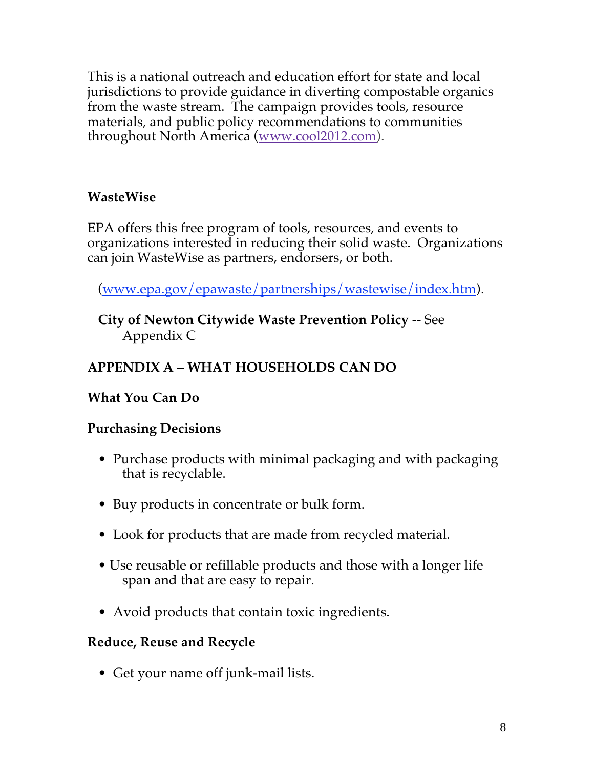This is a national outreach and education effort for state and local jurisdictions to provide guidance in diverting compostable organics from the waste stream. The campaign provides tools, resource materials, and public policy recommendations to communities throughout North America (www.cool2012.com).

**WasteWise**

EPA offers this free program of tools, resources, and events to organizations interested in reducing their solid waste. Organizations can join WasteWise as partners, endorsers, or both.

(www.epa.gov/epawaste/partnerships/wastewise/index.htm).

**City of Newton Citywide Waste Prevention Policy** -- See Appendix C

## APPENDIX A – WHAT HOUSEHOLDS CAN DO

### What You Can Do

### Purchasing Decisions

- Purchase products with minimal packaging and with packaging that is recyclable.
- Buy products in concentrate or bulk form.
- Look for products that are made from recycled material.
- Use reusable or refillable products and those with a longer life span and that are easy to repair.
- Avoid products that contain toxic ingredients.

### Reduce, Reuse and Recycle

- Get your name off junk-mail lists.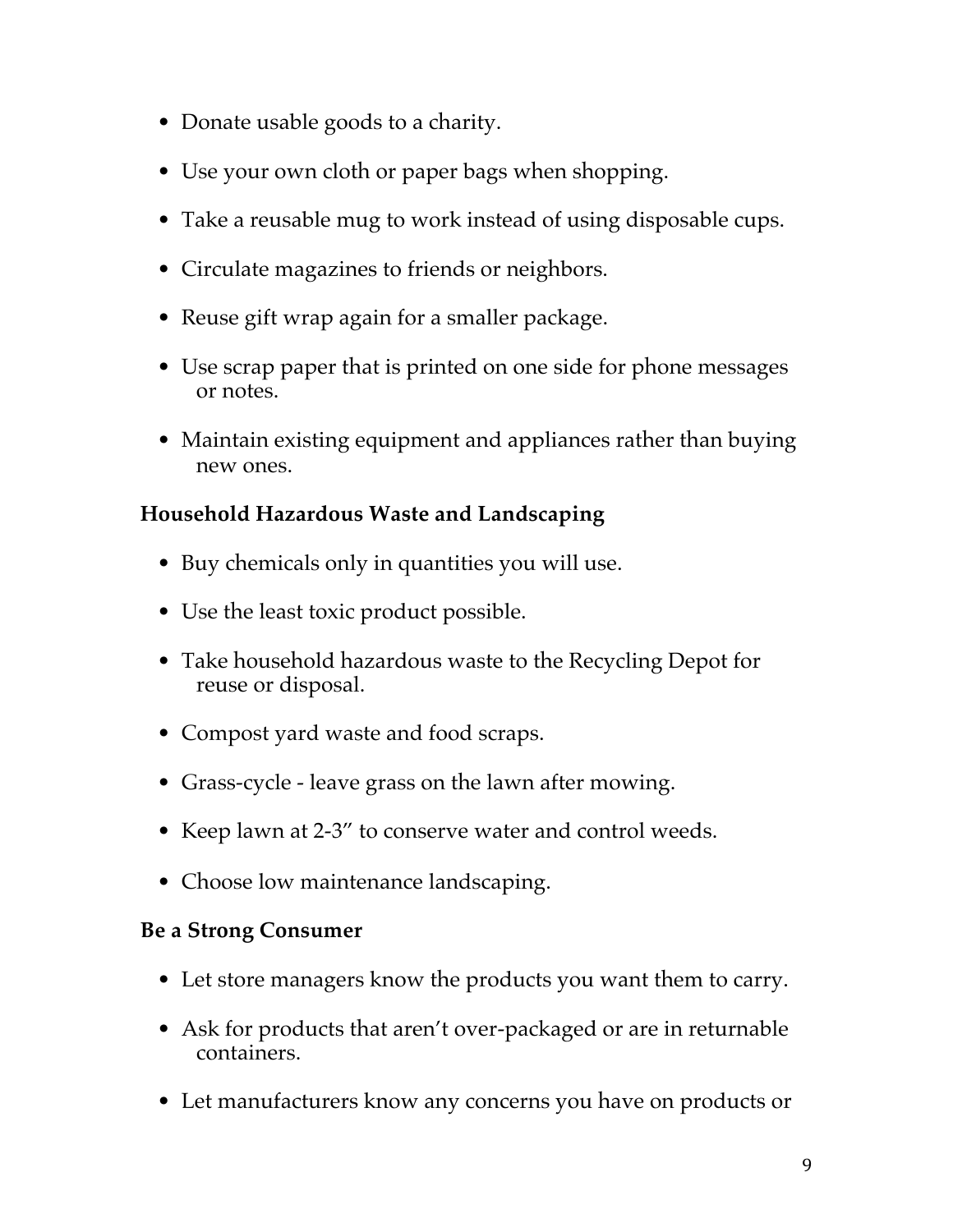- Donate usable goods to a charity.
- Use your own cloth or paper bags when shopping.
- Take a reusable mug to work instead of using disposable cups.
- Circulate magazines to friends or neighbors.
- Reuse gift wrap again for a smaller package.
- Use scrap paper that is printed on one side for phone messages or notes.
- Maintain existing equipment and appliances rather than buying new ones.

**Household Hazardous Waste and Landscaping**

- Buy chemicals only in quantities you will use.
- Use the least toxic product possible.
- Take household hazardous waste to the Recycling Depot for reuse or disposal.
- Compost yard waste and food scraps.
- Grass-cycle - leave grass on the lawn after mowing.
- Keep lawn at 2-3" to conserve water and control weeds.
- Choose low maintenance landscaping.

**Be a Strong Consumer**

- Let store managers know the products you want them to carry.
- Ask for products that aren't over-packaged or are in returnable containers.
- Let manufacturers know any concerns you have on products or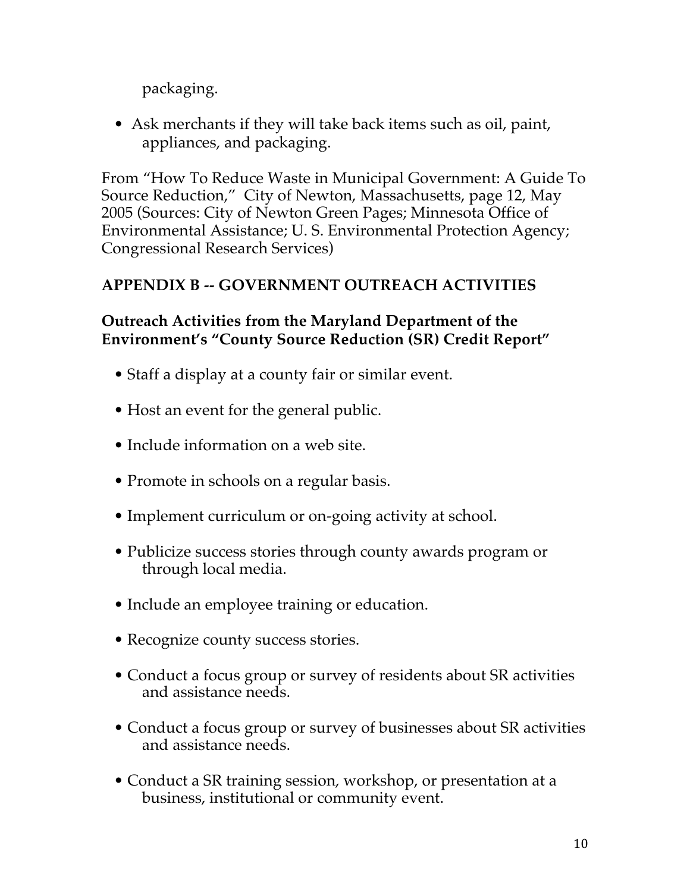packaging.

- Ask merchants if they will take back items such as oil, paint, appliances, and packaging.

From "How To Reduce Waste in Municipal Government: A Guide To Source Reduction," City of Newton, Massachusetts, page 12, May 2005 (Sources: City of Newton Green Pages; Minnesota Office of Environmental Assistance; U. S. Environmental Protection Agency; Congressional Research Services)

## APPENDIX B -- GOVERNMENT OUTREACH ACTIVITIES

### Outreach Activities from the Maryland Department of the Environment's "County Source Reduction (SR) Credit Report"

- Staff a display at a county fair or similar event.
- Host an event for the general public.
- Include information on a web site.
- Promote in schools on a regular basis.
- Implement curriculum or on-going activity at school.
- Publicize success stories through county awards program or through local media.
- Include an employee training or education.
- Recognize county success stories.
- Conduct a focus group or survey of residents about SR activities and assistance needs.
- Conduct a focus group or survey of businesses about SR activities and assistance needs.
- Conduct a SR training session, workshop, or presentation at a business, institutional or community event.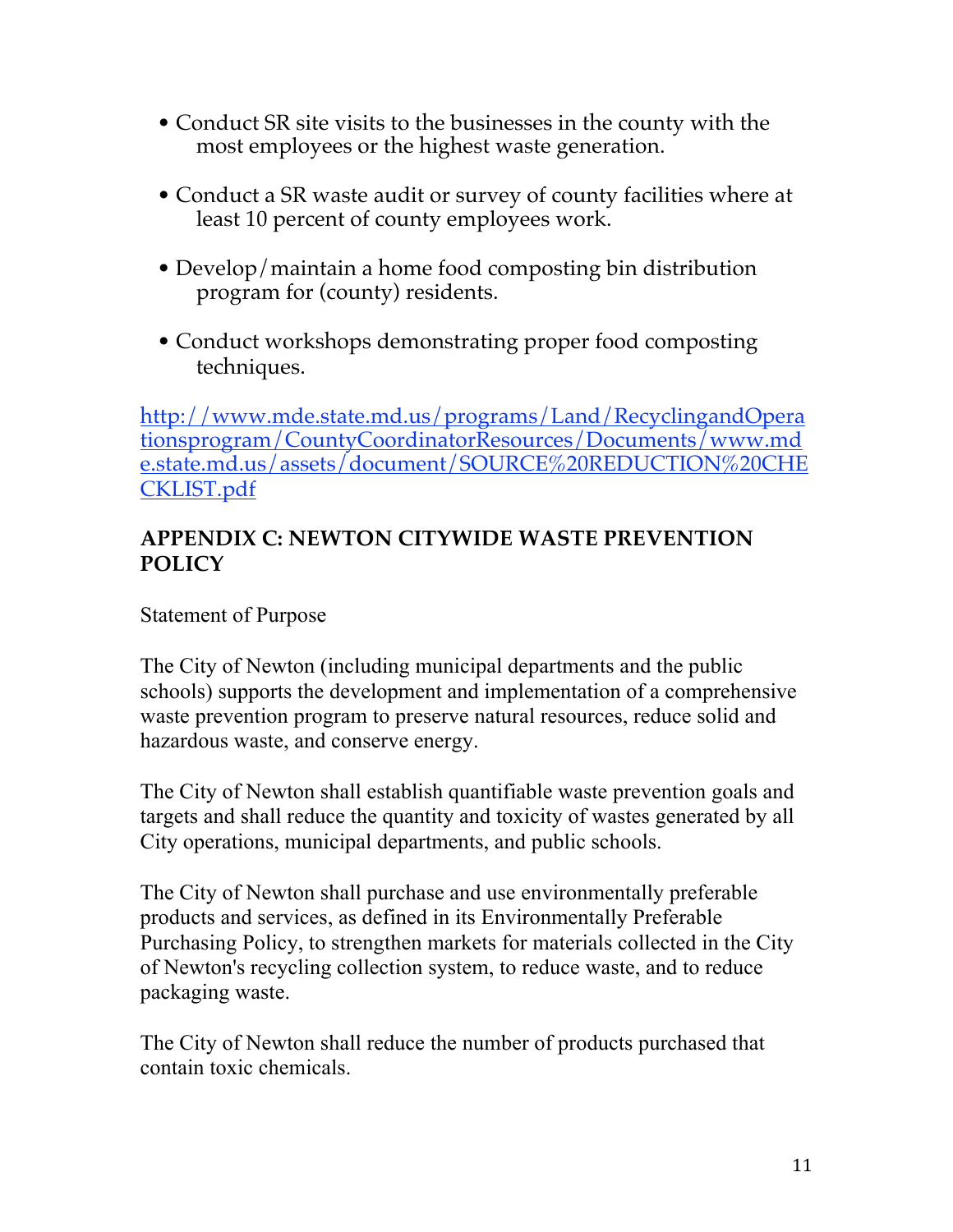- Conduct SR site visits to the businesses in the county with the most employees or the highest waste generation.

- Conduct a SR waste audit or survey of county facilities where at least 10 percent of county employees work.

- Develop/maintain a home food composting bin distribution program for (county) residents.

- Conduct workshops demonstrating proper food composting techniques.

http://www.mde.state.md.us/programs/Land/RecyclingandOperationsprogram/CountyCoordinatorResources/Documents/www.mde.state.md.us/assets/document/SOURCE%20REDUCTION%20CHECKLIST.pdf

## APPENDIX C: NEWTON CITYWIDE WASTE PREVENTION POLICY

Statement of Purpose

The City of Newton (including municipal departments and the public schools) supports the development and implementation of a comprehensive waste prevention program to preserve natural resources, reduce solid and hazardous waste, and conserve energy.

The City of Newton shall establish quantifiable waste prevention goals and targets and shall reduce the quantity and toxicity of wastes generated by all City operations, municipal departments, and public schools.

The City of Newton shall purchase and use environmentally preferable products and services, as defined in its Environmentally Preferable Purchasing Policy, to strengthen markets for materials collected in the City of Newton's recycling collection system, to reduce waste, and to reduce packaging waste.

The City of Newton shall reduce the number of products purchased that contain toxic chemicals.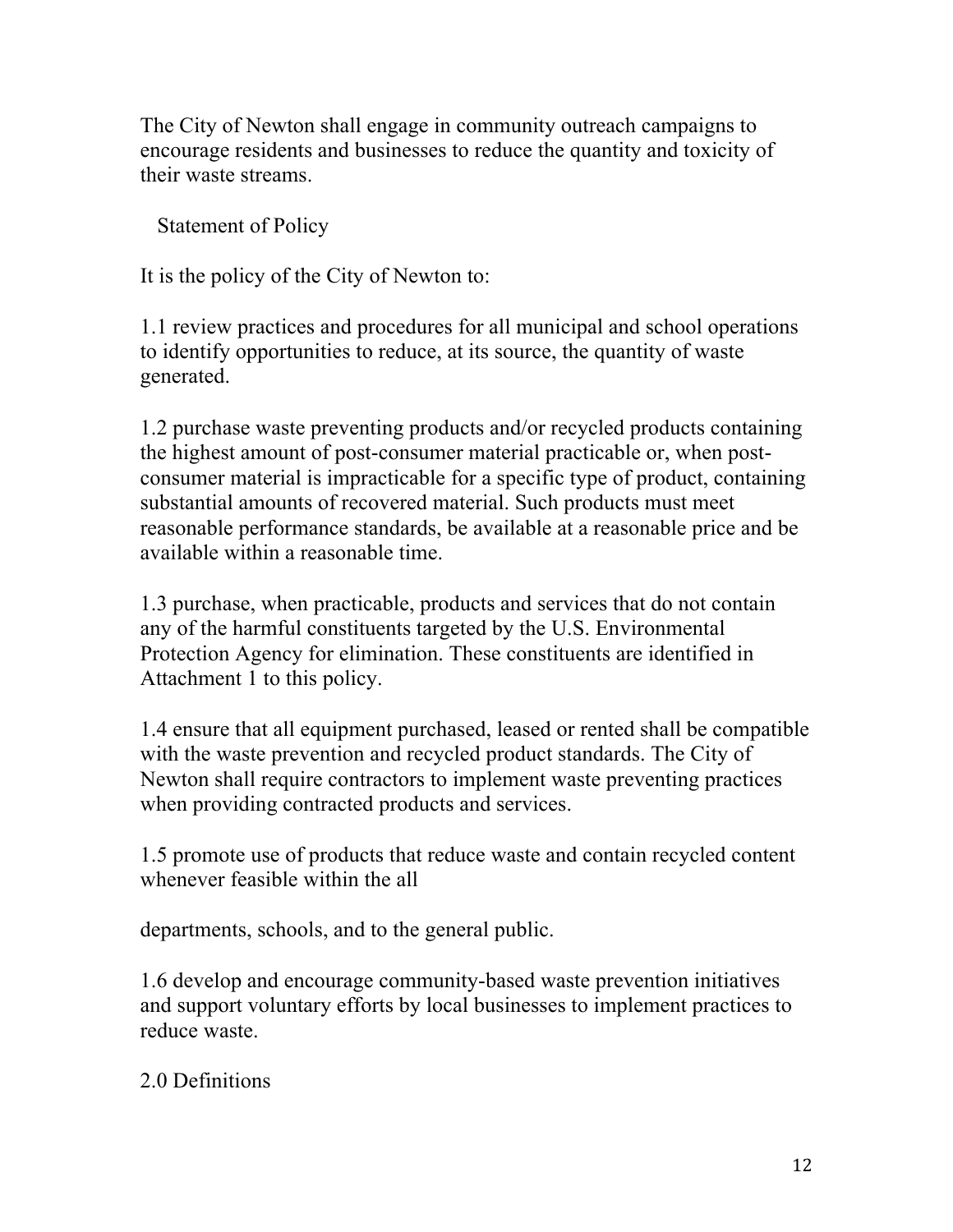The City of Newton shall engage in community outreach campaigns to encourage residents and businesses to reduce the quantity and toxicity of their waste streams.

## Statement of Policy

It is the policy of the City of Newton to:

1.1 review practices and procedures for all municipal and school operations to identify opportunities to reduce, at its source, the quantity of waste generated.

1.2 purchase waste preventing products and/or recycled products containing the highest amount of post-consumer material practicable or, when post-consumer material is impracticable for a specific type of product, containing substantial amounts of recovered material. Such products must meet reasonable performance standards, be available at a reasonable price and be available within a reasonable time.

1.3 purchase, when practicable, products and services that do not contain any of the harmful constituents targeted by the U.S. Environmental Protection Agency for elimination. These constituents are identified in Attachment 1 to this policy.

1.4 ensure that all equipment purchased, leased or rented shall be compatible with the waste prevention and recycled product standards. The City of Newton shall require contractors to implement waste preventing practices when providing contracted products and services.

1.5 promote use of products that reduce waste and contain recycled content whenever feasible within the all

departments, schools, and to the general public.

1.6 develop and encourage community-based waste prevention initiatives and support voluntary efforts by local businesses to implement practices to reduce waste.

## 2.0 Definitions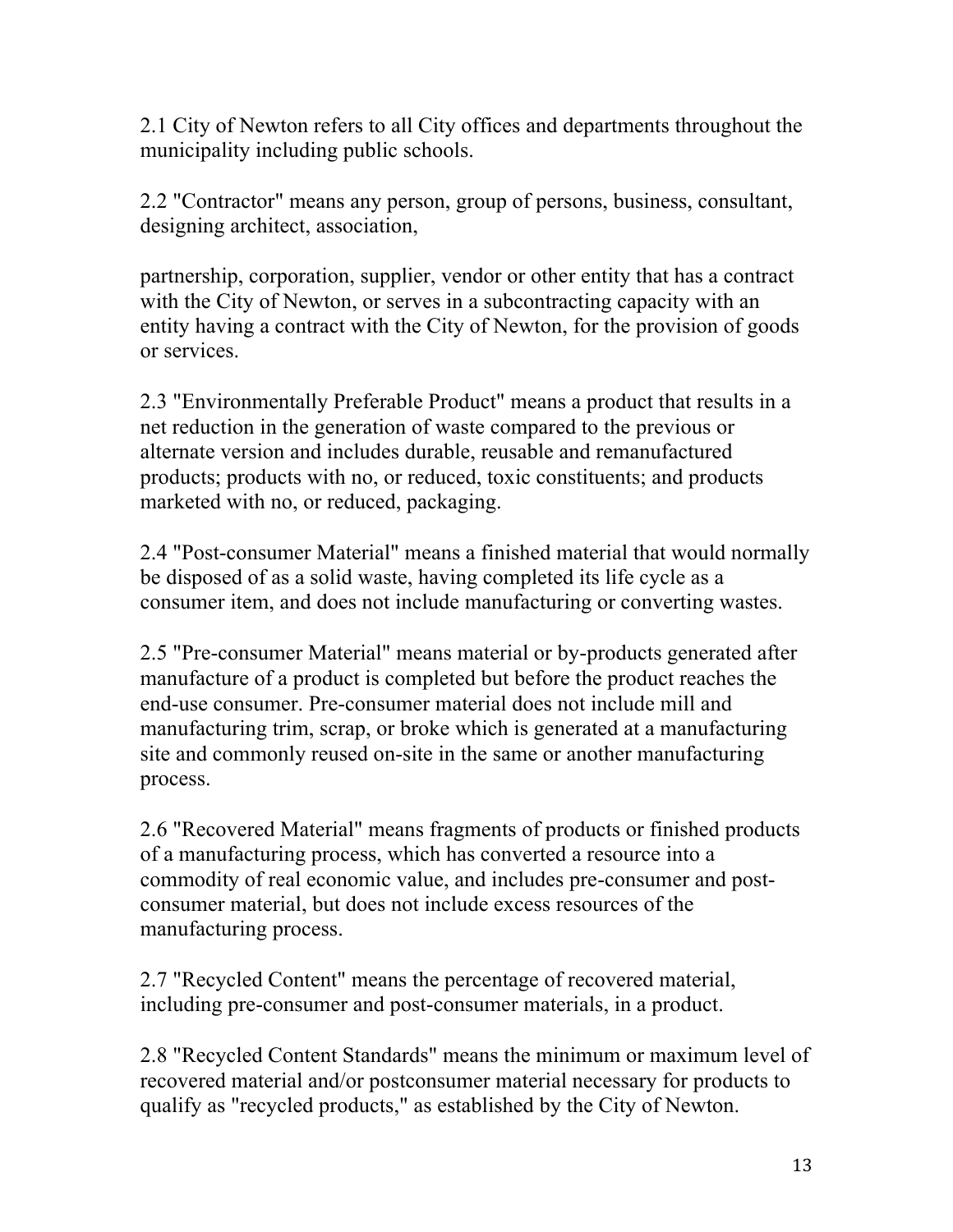2.1 City of Newton refers to all City offices and departments throughout the municipality including public schools.

2.2 "Contractor" means any person, group of persons, business, consultant, designing architect, association,

partnership, corporation, supplier, vendor or other entity that has a contract with the City of Newton, or serves in a subcontracting capacity with an entity having a contract with the City of Newton, for the provision of goods or services.

2.3 "Environmentally Preferable Product" means a product that results in a net reduction in the generation of waste compared to the previous or alternate version and includes durable, reusable and remanufactured products; products with no, or reduced, toxic constituents; and products marketed with no, or reduced, packaging.

2.4 "Post-consumer Material" means a finished material that would normally be disposed of as a solid waste, having completed its life cycle as a consumer item, and does not include manufacturing or converting wastes.

2.5 "Pre-consumer Material" means material or by-products generated after manufacture of a product is completed but before the product reaches the end-use consumer. Pre-consumer material does not include mill and manufacturing trim, scrap, or broke which is generated at a manufacturing site and commonly reused on-site in the same or another manufacturing process.

2.6 "Recovered Material" means fragments of products or finished products of a manufacturing process, which has converted a resource into a commodity of real economic value, and includes pre-consumer and post-consumer material, but does not include excess resources of the manufacturing process.

2.7 "Recycled Content" means the percentage of recovered material, including pre-consumer and post-consumer materials, in a product.

2.8 "Recycled Content Standards" means the minimum or maximum level of recovered material and/or postconsumer material necessary for products to qualify as "recycled products," as established by the City of Newton.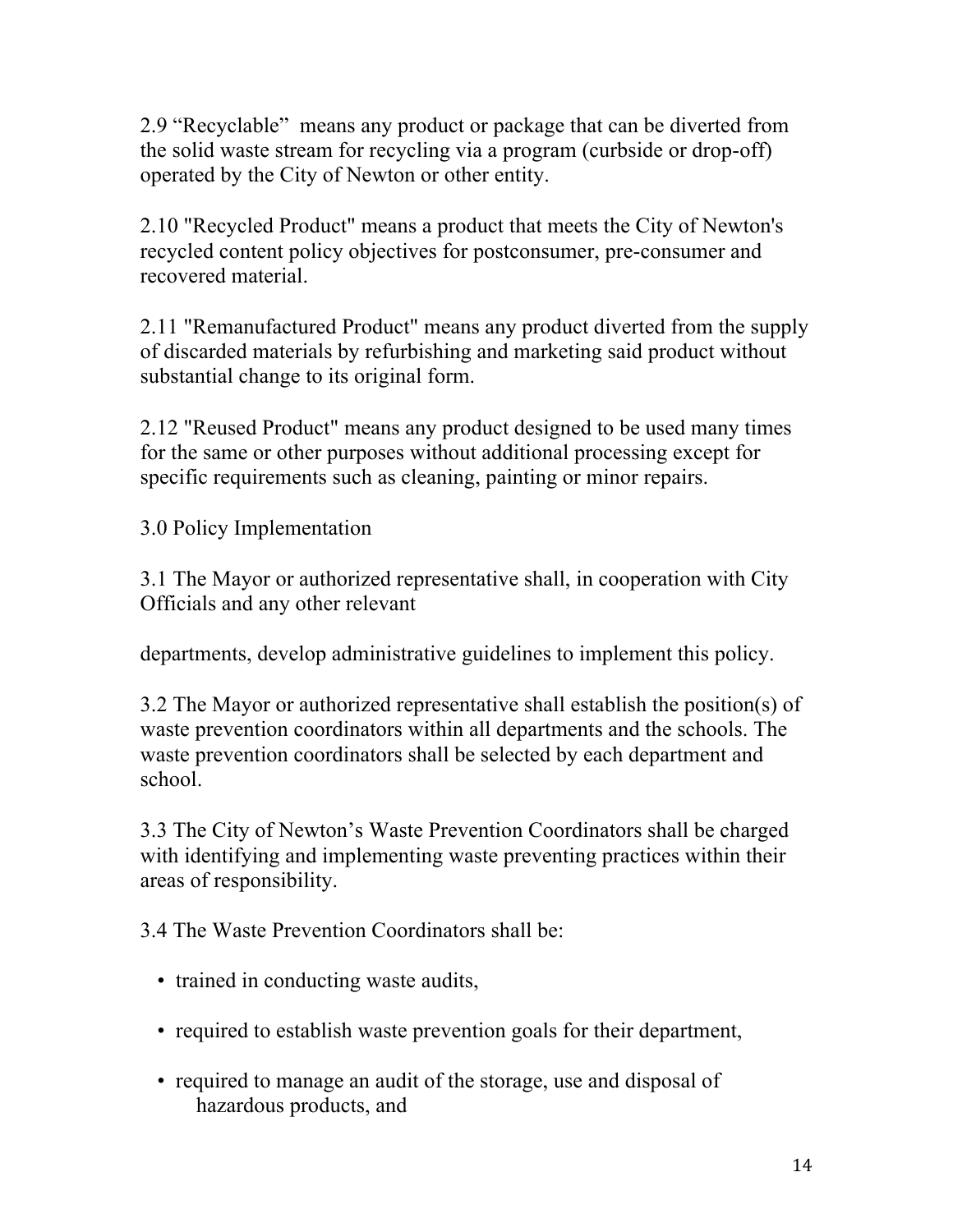2.9 “Recyclable” means any product or package that can be diverted from the solid waste stream for recycling via a program (curbside or drop-off) operated by the City of Newton or other entity.

2.10 "Recycled Product" means a product that meets the City of Newton's recycled content policy objectives for postconsumer, pre-consumer and recovered material.

2.11 "Remanufactured Product" means any product diverted from the supply of discarded materials by refurbishing and marketing said product without substantial change to its original form.

2.12 "Reused Product" means any product designed to be used many times for the same or other purposes without additional processing except for specific requirements such as cleaning, painting or minor repairs.

3.0 Policy Implementation

3.1 The Mayor or authorized representative shall, in cooperation with City Officials and any other relevant

departments, develop administrative guidelines to implement this policy.

3.2 The Mayor or authorized representative shall establish the position(s) of waste prevention coordinators within all departments and the schools. The waste prevention coordinators shall be selected by each department and school.

3.3 The City of Newton’s Waste Prevention Coordinators shall be charged with identifying and implementing waste preventing practices within their areas of responsibility.

3.4 The Waste Prevention Coordinators shall be:

- trained in conducting waste audits,
- required to establish waste prevention goals for their department,
- required to manage an audit of the storage, use and disposal of hazardous products, and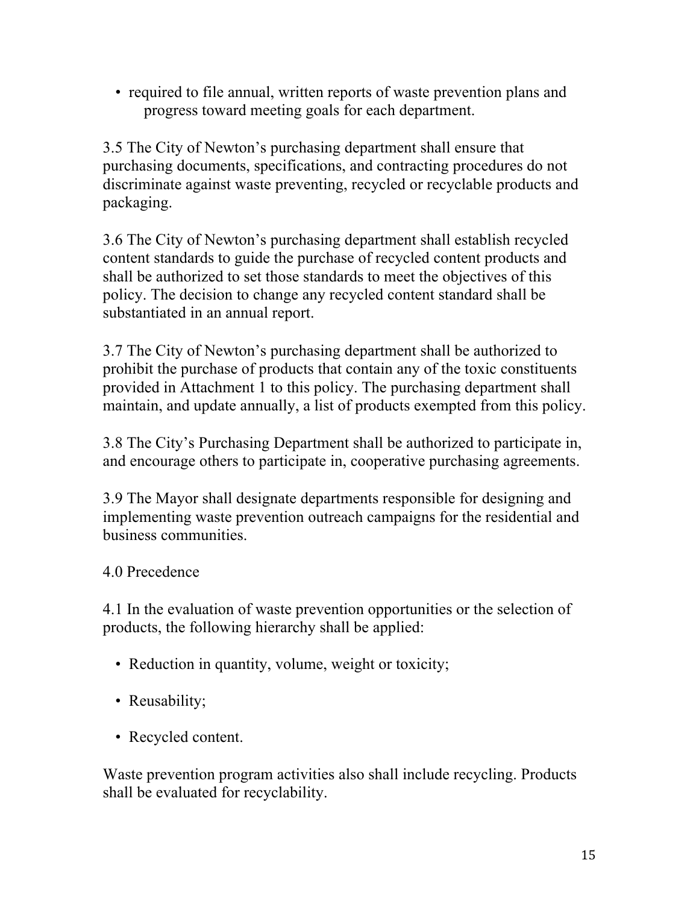- required to file annual, written reports of waste prevention plans and progress toward meeting goals for each department.

3.5 The City of Newton's purchasing department shall ensure that purchasing documents, specifications, and contracting procedures do not discriminate against waste preventing, recycled or recyclable products and packaging.

3.6 The City of Newton's purchasing department shall establish recycled content standards to guide the purchase of recycled content products and shall be authorized to set those standards to meet the objectives of this policy. The decision to change any recycled content standard shall be substantiated in an annual report.

3.7 The City of Newton's purchasing department shall be authorized to prohibit the purchase of products that contain any of the toxic constituents provided in Attachment 1 to this policy. The purchasing department shall maintain, and update annually, a list of products exempted from this policy.

3.8 The City's Purchasing Department shall be authorized to participate in, and encourage others to participate in, cooperative purchasing agreements.

3.9 The Mayor shall designate departments responsible for designing and implementing waste prevention outreach campaigns for the residential and business communities.

## 4.0 Precedence

4.1 In the evaluation of waste prevention opportunities or the selection of products, the following hierarchy shall be applied:

- Reduction in quantity, volume, weight or toxicity;
- Reusability;
- Recycled content.

Waste prevention program activities also shall include recycling. Products shall be evaluated for recyclability.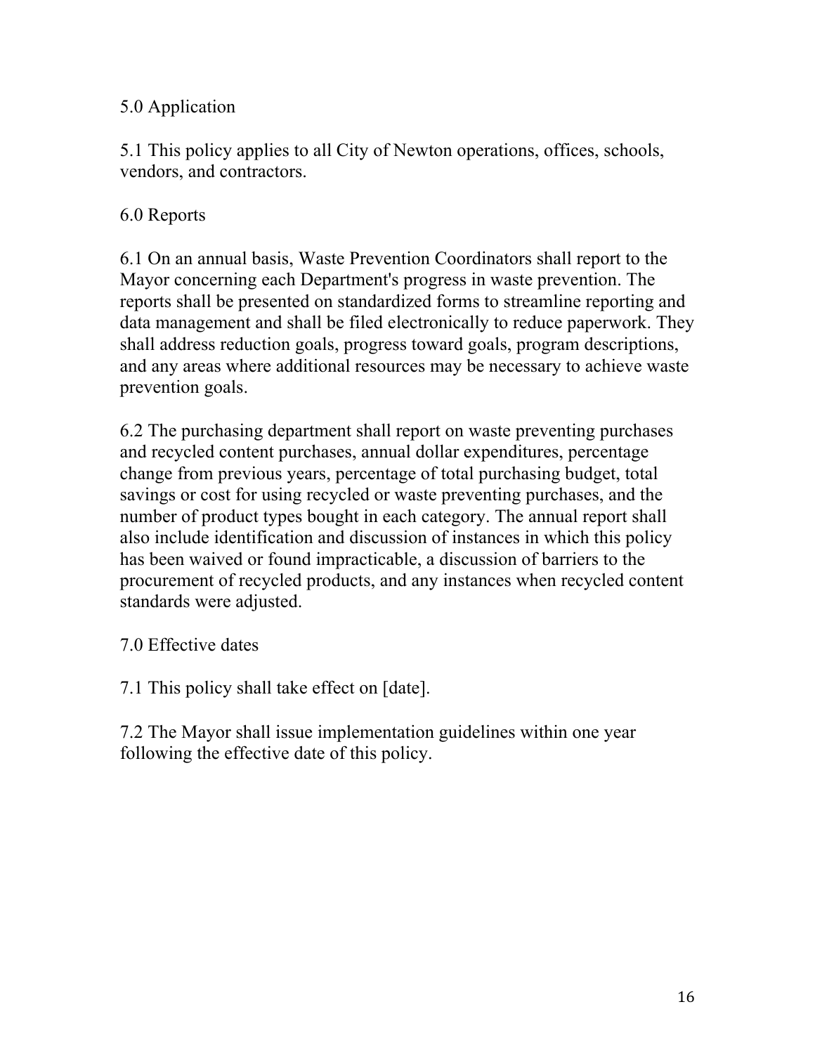## 5.0 Application

5.1 This policy applies to all City of Newton operations, offices, schools, vendors, and contractors.

## 6.0 Reports

6.1 On an annual basis, Waste Prevention Coordinators shall report to the Mayor concerning each Department's progress in waste prevention. The reports shall be presented on standardized forms to streamline reporting and data management and shall be filed electronically to reduce paperwork. They shall address reduction goals, progress toward goals, program descriptions, and any areas where additional resources may be necessary to achieve waste prevention goals.

6.2 The purchasing department shall report on waste preventing purchases and recycled content purchases, annual dollar expenditures, percentage change from previous years, percentage of total purchasing budget, total savings or cost for using recycled or waste preventing purchases, and the number of product types bought in each category. The annual report shall also include identification and discussion of instances in which this policy has been waived or found impracticable, a discussion of barriers to the procurement of recycled products, and any instances when recycled content standards were adjusted.

## 7.0 Effective dates

7.1 This policy shall take effect on [date].

7.2 The Mayor shall issue implementation guidelines within one year following the effective date of this policy.